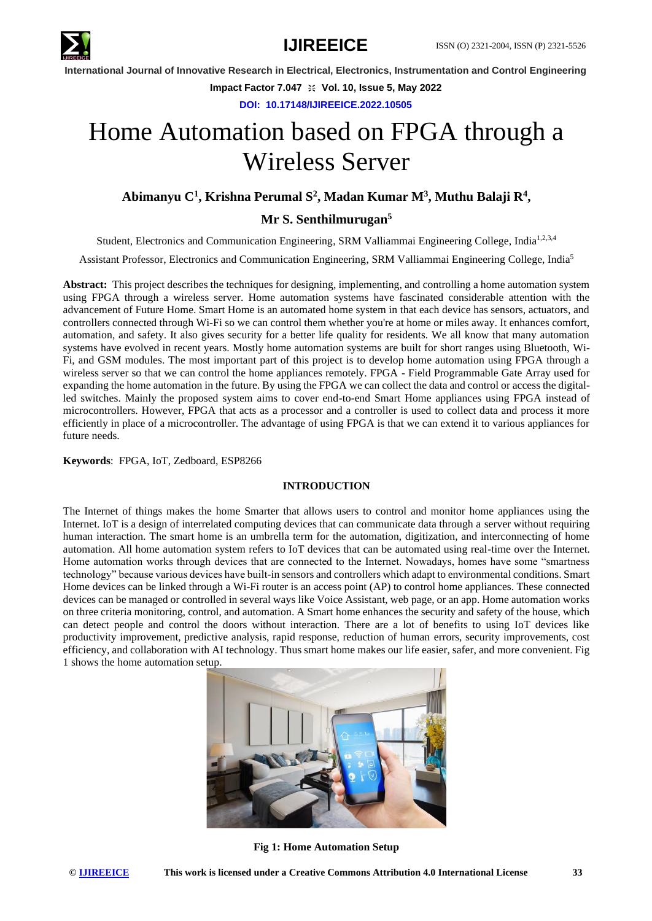# Home Automation based on FPGA through a Wireless Server

**Abimanyu C[1], Krishna Perumal S[2], Madan Kumar M[3], Muthu Balaji R[4], Mr S. Senthilmurugan[5]**

Student, Electronics and Communication Engineering, SRM Valliammai Engineering College, India[1,2,3,4]

Assistant Professor, Electronics and Communication Engineering, SRM Valliammai Engineering College, India[5]

**Abstract:** This project describes the techniques for designing, implementing, and controlling a home automation system using FPGA through a wireless server. Home automation systems have fascinated considerable attention with the advancement of Future Home. Smart Home is an automated home system in that each device has sensors, actuators, and controllers connected through Wi-Fi so we can control them whether you're at home or miles away. It enhances comfort, automation, and safety. It also gives security for a better life quality for residents. We all know that many automation systems have evolved in recent years. Mostly home automation systems are built for short ranges using Bluetooth, Wi-Fi, and GSM modules. The most important part of this project is to develop home automation using FPGA through a wireless server so that we can control the home appliances remotely. FPGA - Field Programmable Gate Array used for expanding the home automation in the future. By using the FPGA we can collect the data and control or access the digital-led switches. Mainly the proposed system aims to cover end-to-end Smart Home appliances using FPGA instead of microcontrollers. However, FPGA that acts as a processor and a controller is used to collect data and process it more efficiently in place of a microcontroller. The advantage of using FPGA is that we can extend it to various appliances for future needs.

**Keywords**: FPGA, IoT, Zedboard, ESP8266

## INTRODUCTION

The Internet of things makes the home Smarter that allows users to control and monitor home appliances using the Internet. IoT is a design of interrelated computing devices that can communicate data through a server without requiring human interaction. The smart home is an umbrella term for the automation, digitization, and interconnecting of home automation. All home automation system refers to IoT devices that can be automated using real-time over the Internet. Home automation works through devices that are connected to the Internet. Nowadays, homes have some "smartness technology" because various devices have built-in sensors and controllers which adapt to environmental conditions. Smart Home devices can be linked through a Wi-Fi router is an access point (AP) to control home appliances. These connected devices can be managed or controlled in several ways like Voice Assistant, web page, or an app. Home automation works on three criteria monitoring, control, and automation. A Smart home enhances the security and safety of the house, which can detect people and control the doors without interaction. There are a lot of benefits to using IoT devices like productivity improvement, predictive analysis, rapid response, reduction of human errors, security improvements, cost efficiency, and collaboration with AI technology. Thus smart home makes our life easier, safer, and more convenient. Fig 1 shows the home automation setup.

**Fig 1: Home Automation Setup**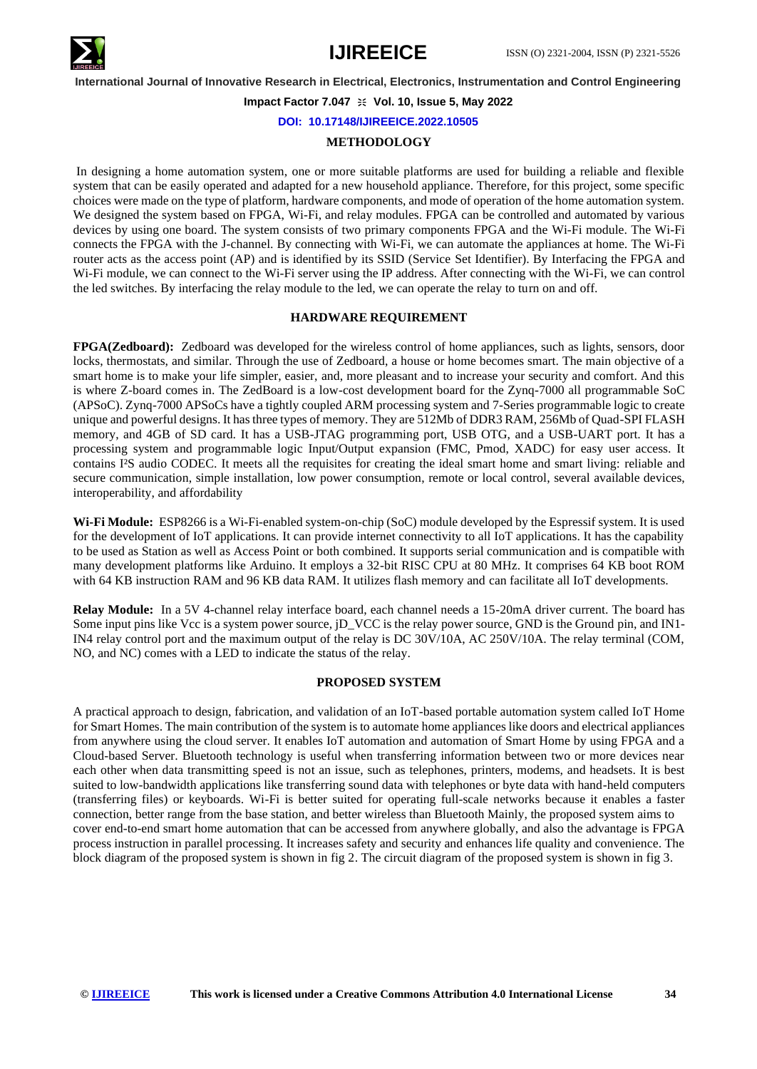## METHODOLOGY

In designing a home automation system, one or more suitable platforms are used for building a reliable and flexible system that can be easily operated and adapted for a new household appliance. Therefore, for this project, some specific choices were made on the type of platform, hardware components, and mode of operation of the home automation system. We designed the system based on FPGA, Wi-Fi, and relay modules. FPGA can be controlled and automated by various devices by using one board. The system consists of two primary components FPGA and the Wi-Fi module. The Wi-Fi connects the FPGA with the J-channel. By connecting with Wi-Fi, we can automate the appliances at home. The Wi-Fi router acts as the access point (AP) and is identified by its SSID (Service Set Identifier). By Interfacing the FPGA and Wi-Fi module, we can connect to the Wi-Fi server using the IP address. After connecting with the Wi-Fi, we can control the led switches. By interfacing the relay module to the led, we can operate the relay to turn on and off.

## HARDWARE REQUIREMENT

**FPGA(Zedboard):** Zedboard was developed for the wireless control of home appliances, such as lights, sensors, door locks, thermostats, and similar. Through the use of Zedboard, a house or home becomes smart. The main objective of a smart home is to make your life simpler, easier, and, more pleasant and to increase your security and comfort. And this is where Z-board comes in. The ZedBoard is a low-cost development board for the Zynq-7000 all programmable SoC (APSoC). Zynq-7000 APSoCs have a tightly coupled ARM processing system and 7-Series programmable logic to create unique and powerful designs. It has three types of memory. They are 512Mb of DDR3 RAM, 256Mb of Quad-SPI FLASH memory, and 4GB of SD card. It has a USB-JTAG programming port, USB OTG, and a USB-UART port. It has a processing system and programmable logic Input/Output expansion (FMC, Pmod, XADC) for easy user access. It contains I²S audio CODEC. It meets all the requisites for creating the ideal smart home and smart living: reliable and secure communication, simple installation, low power consumption, remote or local control, several available devices, interoperability, and affordability

**Wi-Fi Module:** ESP8266 is a Wi-Fi-enabled system-on-chip (SoC) module developed by the Espressif system. It is used for the development of IoT applications. It can provide internet connectivity to all IoT applications. It has the capability to be used as Station as well as Access Point or both combined. It supports serial communication and is compatible with many development platforms like Arduino. It employs a 32-bit RISC CPU at 80 MHz. It comprises 64 KB boot ROM with 64 KB instruction RAM and 96 KB data RAM. It utilizes flash memory and can facilitate all IoT developments.

**Relay Module:** In a 5V 4-channel relay interface board, each channel needs a 15-20mA driver current. The board has Some input pins like Vcc is a system power source, jD_VCC is the relay power source, GND is the Ground pin, and IN1-IN4 relay control port and the maximum output of the relay is DC 30V/10A, AC 250V/10A. The relay terminal (COM, NO, and NC) comes with a LED to indicate the status of the relay.

## PROPOSED SYSTEM

A practical approach to design, fabrication, and validation of an IoT-based portable automation system called IoT Home for Smart Homes. The main contribution of the system is to automate home appliances like doors and electrical appliances from anywhere using the cloud server. It enables IoT automation and automation of Smart Home by using FPGA and a Cloud-based Server. Bluetooth technology is useful when transferring information between two or more devices near each other when data transmitting speed is not an issue, such as telephones, printers, modems, and headsets. It is best suited to low-bandwidth applications like transferring sound data with telephones or byte data with hand-held computers (transferring files) or keyboards. Wi-Fi is better suited for operating full-scale networks because it enables a faster connection, better range from the base station, and better wireless than Bluetooth Mainly, the proposed system aims to cover end-to-end smart home automation that can be accessed from anywhere globally, and also the advantage is FPGA process instruction in parallel processing. It increases safety and security and enhances life quality and convenience. The block diagram of the proposed system is shown in fig 2. The circuit diagram of the proposed system is shown in fig 3.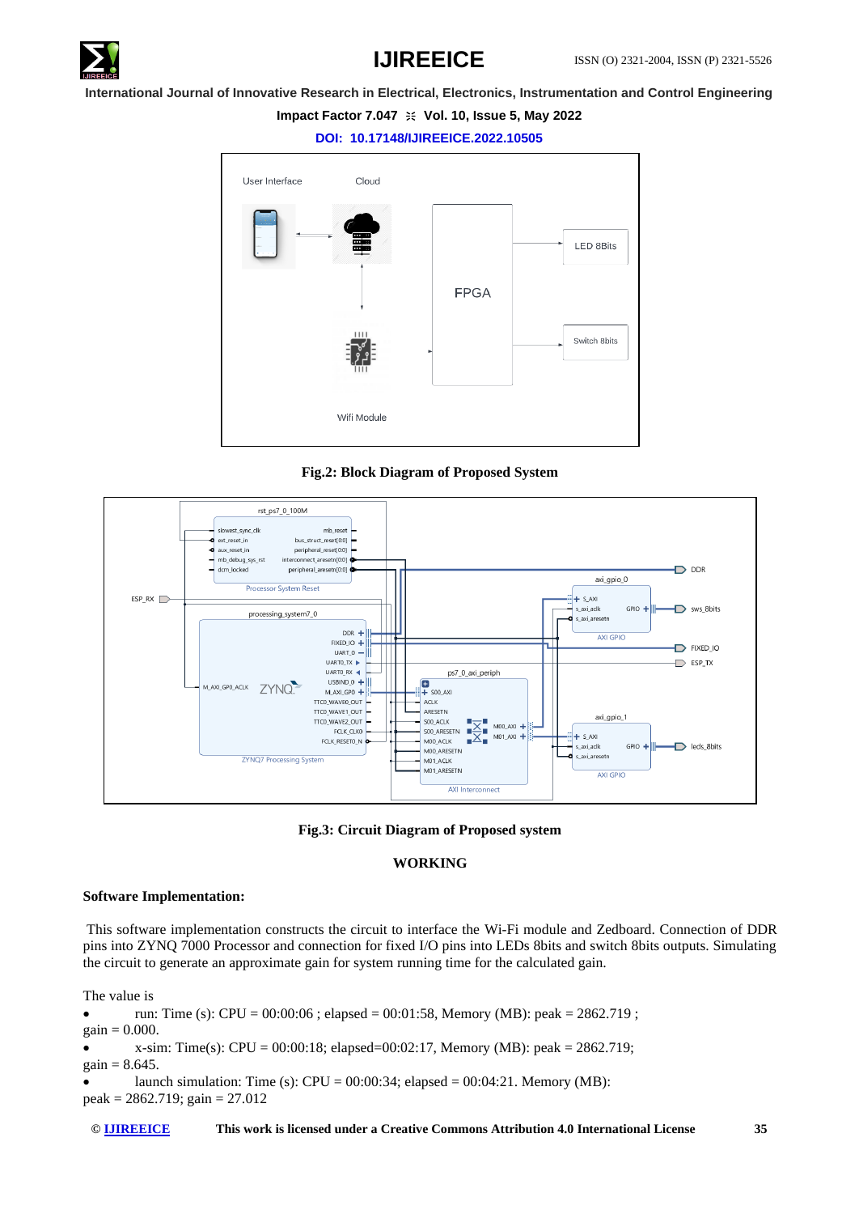**Fig.2: Block Diagram of Proposed System**

**Fig.3: Circuit Diagram of Proposed system**

## WORKING

### Software Implementation:

This software implementation constructs the circuit to interface the Wi-Fi module and Zedboard. Connection of DDR pins into ZYNQ 7000 Processor and connection for fixed I/O pins into LEDs 8bits and switch 8bits outputs. Simulating the circuit to generate an approximate gain for system running time for the calculated gain.

The value is

- run: Time (s): CPU = 00:00:06 ; elapsed = 00:01:58, Memory (MB): peak = 2862.719 ; gain = 0.000.
- x-sim: Time(s): CPU = 00:00:18; elapsed=00:02:17, Memory (MB): peak = 2862.719; gain = 8.645.
- launch simulation: Time (s): CPU = 00:00:34; elapsed = 00:04:21. Memory (MB): peak = 2862.719; gain = 27.012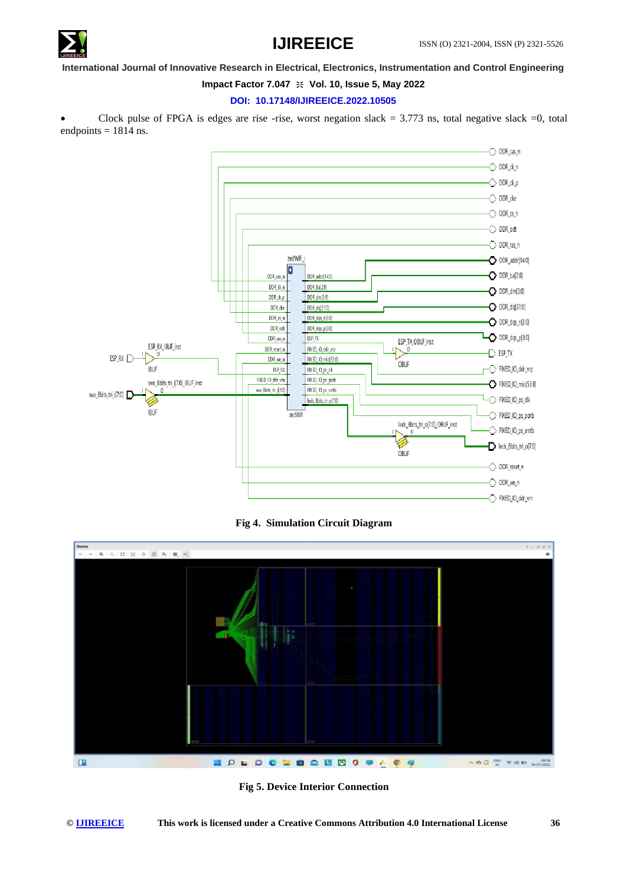- Clock pulse of FPGA is edges are rise -rise, worst negation slack = 3.773 ns, total negative slack =0, total endpoints = 1814 ns.

**Fig 4. Simulation Circuit Diagram**

**Fig 5. Device Interior Connection**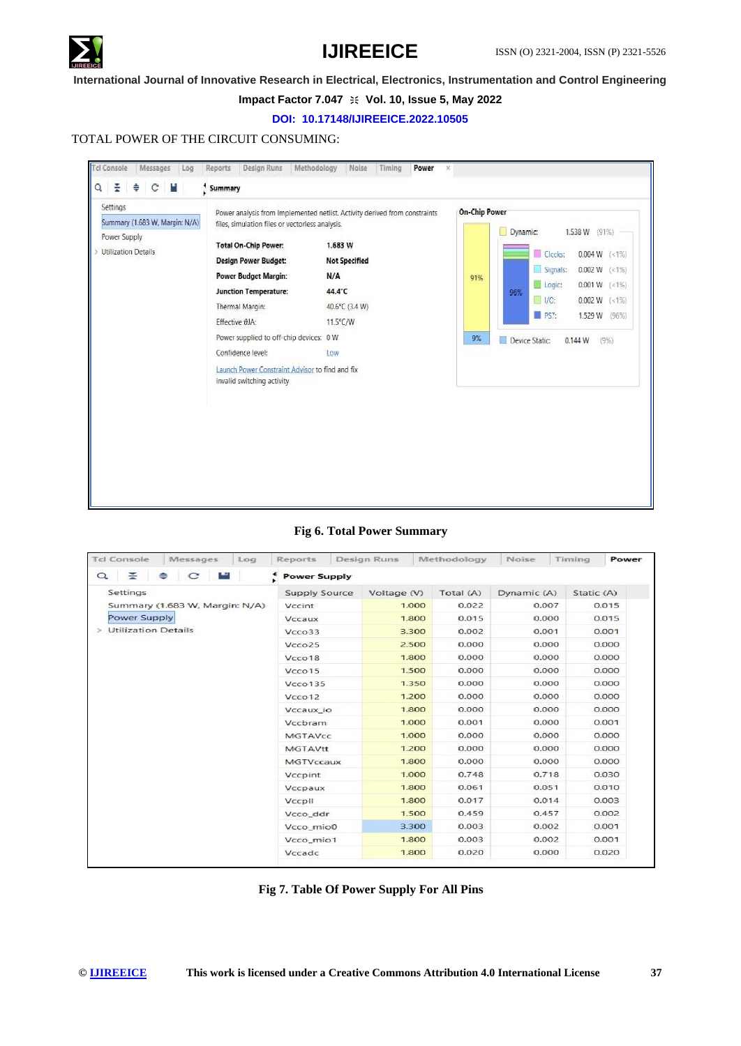TOTAL POWER OF THE CIRCUIT CONSUMING:

Fig 6. Total Power Summary

Fig 7. Table Of Power Supply For All Pins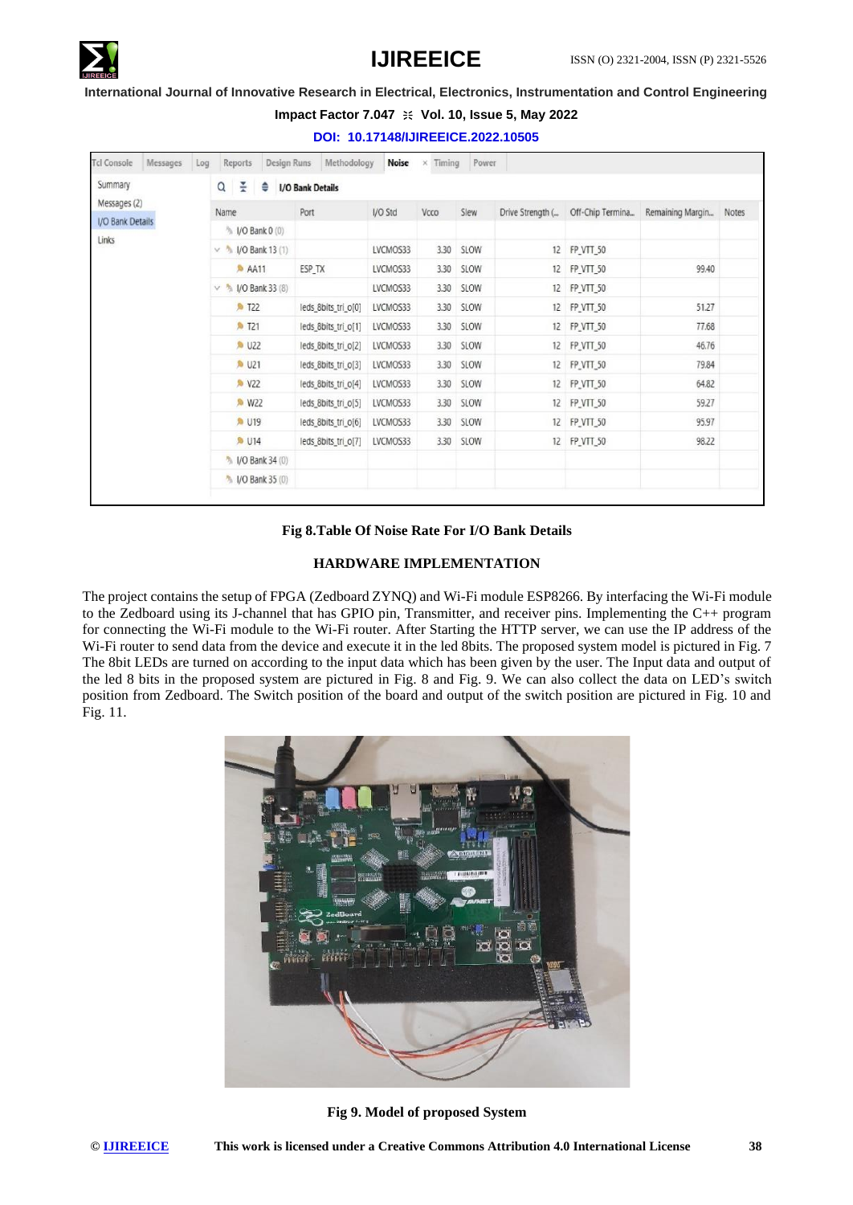| Name | Port | I/O Std | Vcco | Slew | Drive Strength (... | Off-Chip Termina... | Remaining Margin... | Notes |
|---|---|---|---|---|---|---|---|---|
| I/O Bank 0 (0) | | | | | | | | |
| I/O Bank 13 (1) | | LVCMOS33 | 3.30 | SLOW | 12 | FP_VTT_50 | | |
| AA11 | ESP_TX | LVCMOS33 | 3.30 | SLOW | 12 | FP_VTT_50 | 99.40 | |
| I/O Bank 33 (8) | | LVCMOS33 | 3.30 | SLOW | 12 | FP_VTT_50 | | |
| T22 | leds_8bits_tri_o[0] | LVCMOS33 | 3.30 | SLOW | 12 | FP_VTT_50 | 51.27 | |
| T21 | leds_8bits_tri_o[1] | LVCMOS33 | 3.30 | SLOW | 12 | FP_VTT_50 | 77.68 | |
| U22 | leds_8bits_tri_o[2] | LVCMOS33 | 3.30 | SLOW | 12 | FP_VTT_50 | 46.76 | |
| U21 | leds_8bits_tri_o[3] | LVCMOS33 | 3.30 | SLOW | 12 | FP_VTT_50 | 79.84 | |
| V22 | leds_8bits_tri_o[4] | LVCMOS33 | 3.30 | SLOW | 12 | FP_VTT_50 | 64.82 | |
| W22 | leds_8bits_tri_o[5] | LVCMOS33 | 3.30 | SLOW | 12 | FP_VTT_50 | 59.27 | |
| U19 | leds_8bits_tri_o[6] | LVCMOS33 | 3.30 | SLOW | 12 | FP_VTT_50 | 95.97 | |
| U14 | leds_8bits_tri_o[7] | LVCMOS33 | 3.30 | SLOW | 12 | FP_VTT_50 | 98.22 | |
| I/O Bank 34 (0) | | | | | | | | |
| I/O Bank 35 (0) | | | | | | | | |

**Fig 8.Table Of Noise Rate For I/O Bank Details**

## HARDWARE IMPLEMENTATION

The project contains the setup of FPGA (Zedboard ZYNQ) and Wi-Fi module ESP8266. By interfacing the Wi-Fi module to the Zedboard using its J-channel that has GPIO pin, Transmitter, and receiver pins. Implementing the C++ program for connecting the Wi-Fi module to the Wi-Fi router. After Starting the HTTP server, we can use the IP address of the Wi-Fi router to send data from the device and execute it in the led 8bits. The proposed system model is pictured in Fig. 7 The 8bit LEDs are turned on according to the input data which has been given by the user. The Input data and output of the led 8 bits in the proposed system are pictured in Fig. 8 and Fig. 9. We can also collect the data on LED's switch position from Zedboard. The Switch position of the board and output of the switch position are pictured in Fig. 10 and Fig. 11.

**Fig 9. Model of proposed System**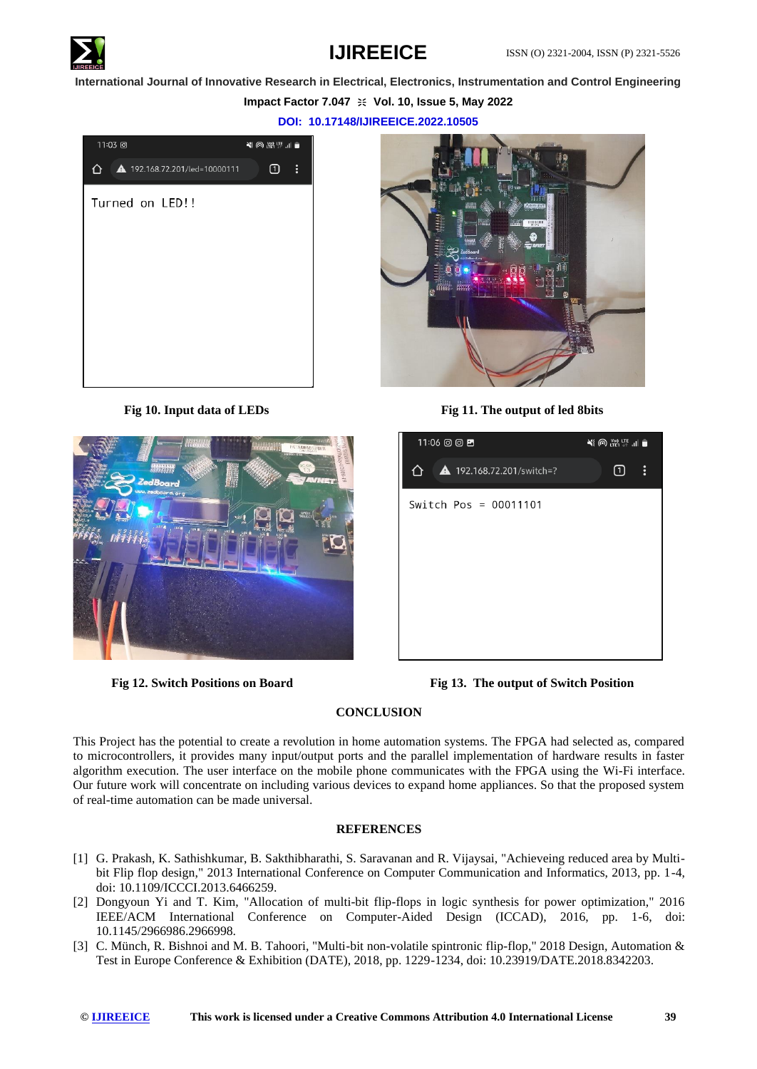Fig 10. Input data of LEDs

Fig 11. The output of led 8bits

Fig 12. Switch Positions on Board

Fig 13. The output of Switch Position

## CONCLUSION

This Project has the potential to create a revolution in home automation systems. The FPGA had selected as, compared to microcontrollers, it provides many input/output ports and the parallel implementation of hardware results in faster algorithm execution. The user interface on the mobile phone communicates with the FPGA using the Wi-Fi interface. Our future work will concentrate on including various devices to expand home appliances. So that the proposed system of real-time automation can be made universal.

## REFERENCES

[1] G. Prakash, K. Sathishkumar, B. Sakthibharathi, S. Saravanan and R. Vijaysai, "Achieveing reduced area by Multi-bit Flip flop design," 2013 International Conference on Computer Communication and Informatics, 2013, pp. 1-4, doi: 10.1109/ICCCI.2013.6466259.

[2] Dongyoun Yi and T. Kim, "Allocation of multi-bit flip-flops in logic synthesis for power optimization," 2016 IEEE/ACM International Conference on Computer-Aided Design (ICCAD), 2016, pp. 1-6, doi: 10.1145/2966986.2966998.

[3] C. Münch, R. Bishnoi and M. B. Tahoori, "Multi-bit non-volatile spintronic flip-flop," 2018 Design, Automation & Test in Europe Conference & Exhibition (DATE), 2018, pp. 1229-1234, doi: 10.23919/DATE.2018.8342203.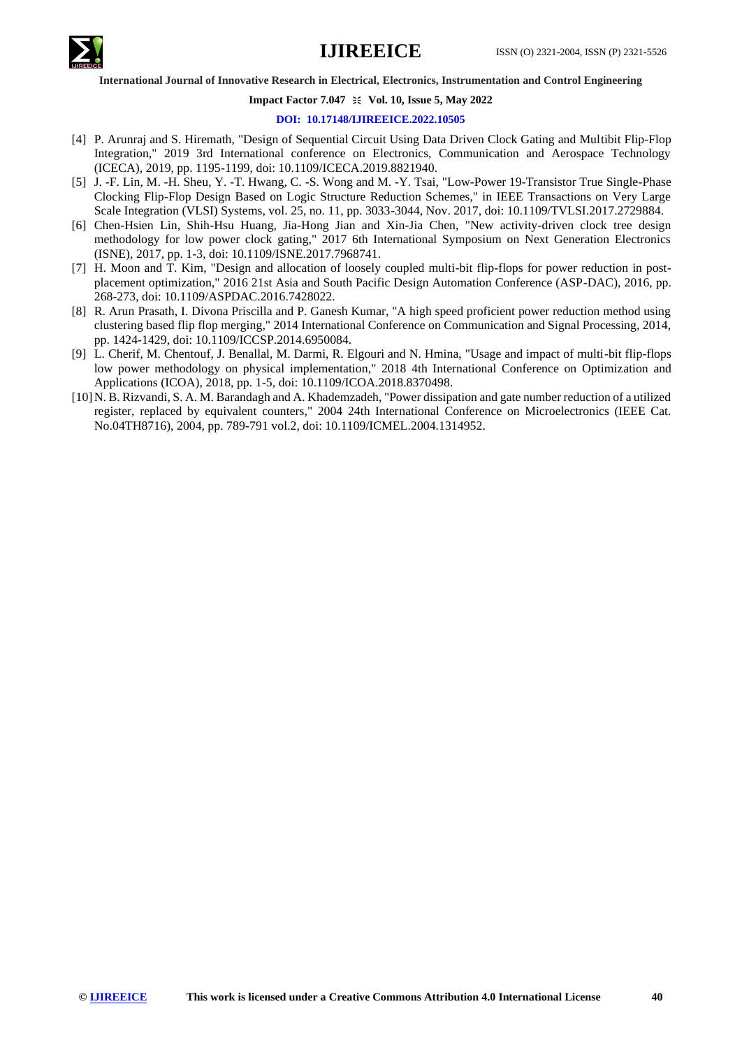[4] P. Arunraj and S. Hiremath, "Design of Sequential Circuit Using Data Driven Clock Gating and Multibit Flip-Flop Integration," 2019 3rd International conference on Electronics, Communication and Aerospace Technology (ICECA), 2019, pp. 1195-1199, doi: 10.1109/ICECA.2019.8821940.

[5] J. -F. Lin, M. -H. Sheu, Y. -T. Hwang, C. -S. Wong and M. -Y. Tsai, "Low-Power 19-Transistor True Single-Phase Clocking Flip-Flop Design Based on Logic Structure Reduction Schemes," in IEEE Transactions on Very Large Scale Integration (VLSI) Systems, vol. 25, no. 11, pp. 3033-3044, Nov. 2017, doi: 10.1109/TVLSI.2017.2729884.

[6] Chen-Hsien Lin, Shih-Hsu Huang, Jia-Hong Jian and Xin-Jia Chen, "New activity-driven clock tree design methodology for low power clock gating," 2017 6th International Symposium on Next Generation Electronics (ISNE), 2017, pp. 1-3, doi: 10.1109/ISNE.2017.7968741.

[7] H. Moon and T. Kim, "Design and allocation of loosely coupled multi-bit flip-flops for power reduction in post-placement optimization," 2016 21st Asia and South Pacific Design Automation Conference (ASP-DAC), 2016, pp. 268-273, doi: 10.1109/ASPDAC.2016.7428022.

[8] R. Arun Prasath, I. Divona Priscilla and P. Ganesh Kumar, "A high speed proficient power reduction method using clustering based flip flop merging," 2014 International Conference on Communication and Signal Processing, 2014, pp. 1424-1429, doi: 10.1109/ICCSP.2014.6950084.

[9] L. Cherif, M. Chentouf, J. Benallal, M. Darmi, R. Elgouri and N. Hmina, "Usage and impact of multi-bit flip-flops low power methodology on physical implementation," 2018 4th International Conference on Optimization and Applications (ICOA), 2018, pp. 1-5, doi: 10.1109/ICOA.2018.8370498.

[10] N. B. Rizvandi, S. A. M. Barandagh and A. Khademzadeh, "Power dissipation and gate number reduction of a utilized register, replaced by equivalent counters," 2004 24th International Conference on Microelectronics (IEEE Cat. No.04TH8716), 2004, pp. 789-791 vol.2, doi: 10.1109/ICMEL.2004.1314952.